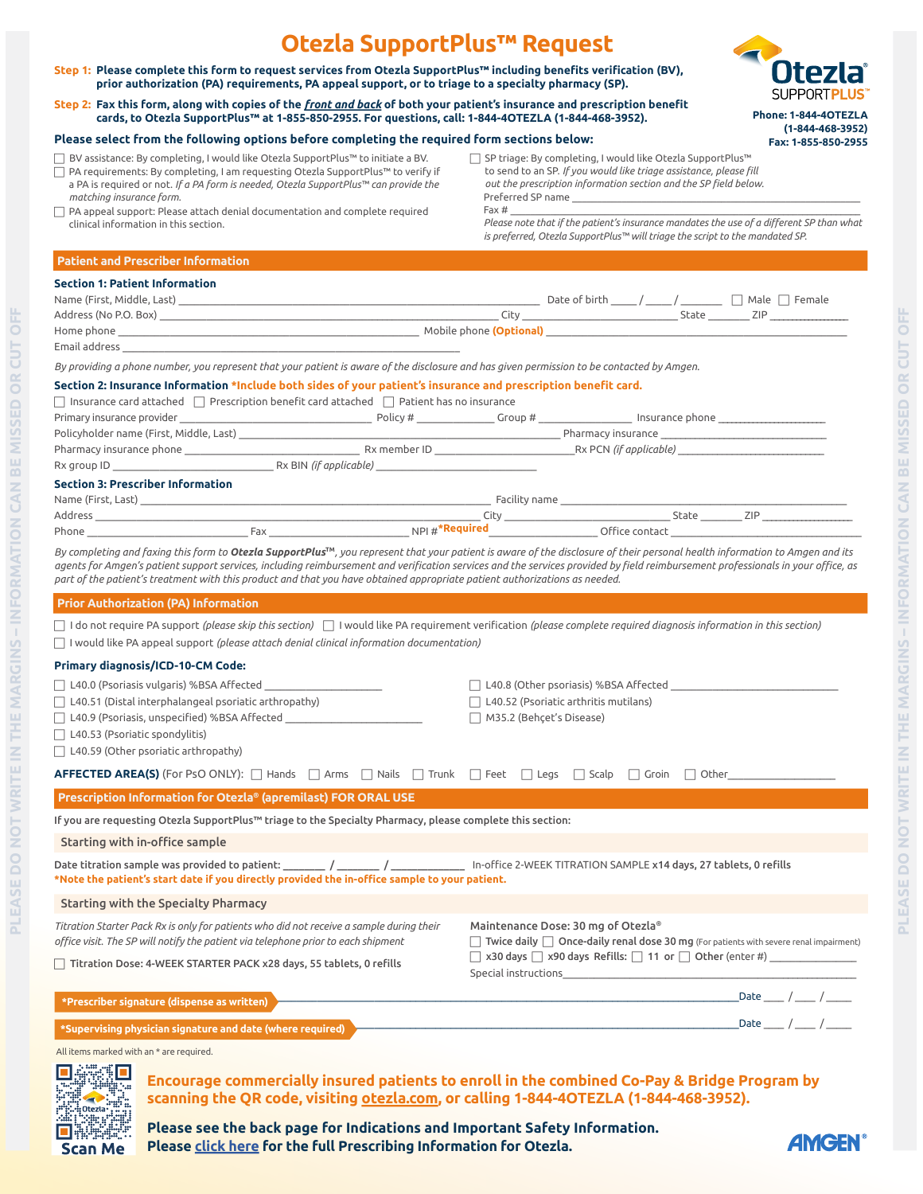# Otezla SupportPlus™ Request

**Step 1:** **Please complete this form to request services from Otezla SupportPlus™ including benefits verification (BV), prior authorization (PA) requirements, PA appeal support, or to triage to a specialty pharmacy (SP).**

**Step 2:** **Fax this form, along with copies of the *front and back* of both your patient's insurance and prescription benefit cards, to Otezla SupportPlus™ at 1-855-850-2955. For questions, call: 1-844-4OTEZLA (1-844-468-3952).**

Otezla® SUPPORTPLUS™

**Phone: 1-844-4OTEZLA (1-844-468-3952)**
**Fax: 1-855-850-2955**

**Please select from the following options before completing the required form sections below:**

- ☐ BV assistance: By completing, I would like Otezla SupportPlus™ to initiate a BV.
- ☐ PA requirements: By completing, I am requesting Otezla SupportPlus™ to verify if a PA is required or not. *If a PA form is needed, Otezla SupportPlus™ can provide the matching insurance form.*
- ☐ PA appeal support: Please attach denial documentation and complete required clinical information in this section.
- ☐ SP triage: By completing, I would like Otezla SupportPlus™ to send to an SP. *If you would like triage assistance, please fill out the prescription information section and the SP field below.*
  Preferred SP name ____________________
  Fax # ____________________
  *Please note that if the patient's insurance mandates the use of a different SP than what is preferred, Otezla SupportPlus™ will triage the script to the mandated SP.*

## Patient and Prescriber Information

### Section 1: Patient Information

Name (First, Middle, Last) ____________________ Date of birth ____ / ____ / ______ ☐ Male ☐ Female

Address (No P.O. Box) ____________________ City ____________ State ______ ZIP ________

Home phone ____________________ Mobile phone **(Optional)** ____________________

Email address ____________________

*By providing a phone number, you represent that your patient is aware of the disclosure and has given permission to be contacted by Amgen.*

### Section 2: Insurance Information **\*Include both sides of your patient's insurance and prescription benefit card.**

☐ Insurance card attached ☐ Prescription benefit card attached ☐ Patient has no insurance

Primary insurance provider ____________ Policy # ________ Group # ________ Insurance phone ____________

Policyholder name (First, Middle, Last) ____________________ Pharmacy insurance ____________

Pharmacy insurance phone ____________ Rx member ID ____________ Rx PCN *(if applicable)* ____________

Rx group ID ____________ Rx BIN *(if applicable)* ____________

### Section 3: Prescriber Information

Name (First, Last) ____________________ Facility name ____________________

Address ____________________ City ____________ State ______ ZIP ________

Phone ____________ Fax ____________ NPI # **\*Required** ____________ Office contact ____________

*By completing and faxing this form to **Otezla SupportPlus™**, you represent that your patient is aware of the disclosure of their personal health information to Amgen and its agents for Amgen's patient support services, including reimbursement and verification services and the services provided by field reimbursement professionals in your office, as part of the patient's treatment with this product and that you have obtained appropriate patient authorizations as needed.*

## Prior Authorization (PA) Information

☐ I do not require PA support *(please skip this section)* ☐ I would like PA requirement verification *(please complete required diagnosis information in this section)*

☐ I would like PA appeal support *(please attach denial clinical information documentation)*

**Primary diagnosis/ICD-10-CM Code:**

- ☐ L40.0 (Psoriasis vulgaris) %BSA Affected ____________
- ☐ L40.51 (Distal interphalangeal psoriatic arthropathy)
- ☐ L40.9 (Psoriasis, unspecified) %BSA Affected ____________
- ☐ L40.53 (Psoriatic spondylitis)
- ☐ L40.59 (Other psoriatic arthropathy)
- ☐ L40.8 (Other psoriasis) %BSA Affected ____________
- ☐ L40.52 (Psoriatic arthritis mutilans)
- ☐ M35.2 (Behçet's Disease)

**AFFECTED AREA(S)** (For PsO ONLY): ☐ Hands ☐ Arms ☐ Nails ☐ Trunk ☐ Feet ☐ Legs ☐ Scalp ☐ Groin ☐ Other ____________

## Prescription Information for Otezla® (apremilast) FOR ORAL USE

If you are requesting Otezla SupportPlus™ triage to the Specialty Pharmacy, please complete this section:

### Starting with in-office sample

Date titration sample was provided to patient: ______ / ______ / ________ In-office 2-WEEK TITRATION SAMPLE **x14 days, 27 tablets, 0 refills**

**\*Note the patient's start date if you directly provided the in-office sample to your patient.**

### Starting with the Specialty Pharmacy

*Titration Starter Pack Rx is only for patients who did not receive a sample during their office visit. The SP will notify the patient via telephone prior to each shipment*

☐ Titration Dose: 4-WEEK STARTER PACK x28 days, 55 tablets, 0 refills

Maintenance Dose: 30 mg of Otezla®

☐ Twice daily ☐ Once-daily renal dose 30 mg (For patients with severe renal impairment)

☐ x30 days ☐ x90 days Refills: ☐ 11 or ☐ Other (enter #) ____________

Special instructions ____________________

**\*Prescriber signature (dispense as written)** ____________________ Date ____ / ____ / ____

**\*Supervising physician signature and date (where required)** ____________________ Date ____ / ____ / ____

All items marked with an * are required.

Scan Me

**Encourage commercially insured patients to enroll in the combined Co-Pay & Bridge Program by scanning the QR code, visiting otezla.com, or calling 1-844-4OTEZLA (1-844-468-3952).**

**Please see the back page for Indications and Important Safety Information.**
**Please click here for the full Prescribing Information for Otezla.**

AMGEN®

PLEASE DO NOT WRITE IN THE MARGINS – INFORMATION CAN BE MISSED OR CUT OFF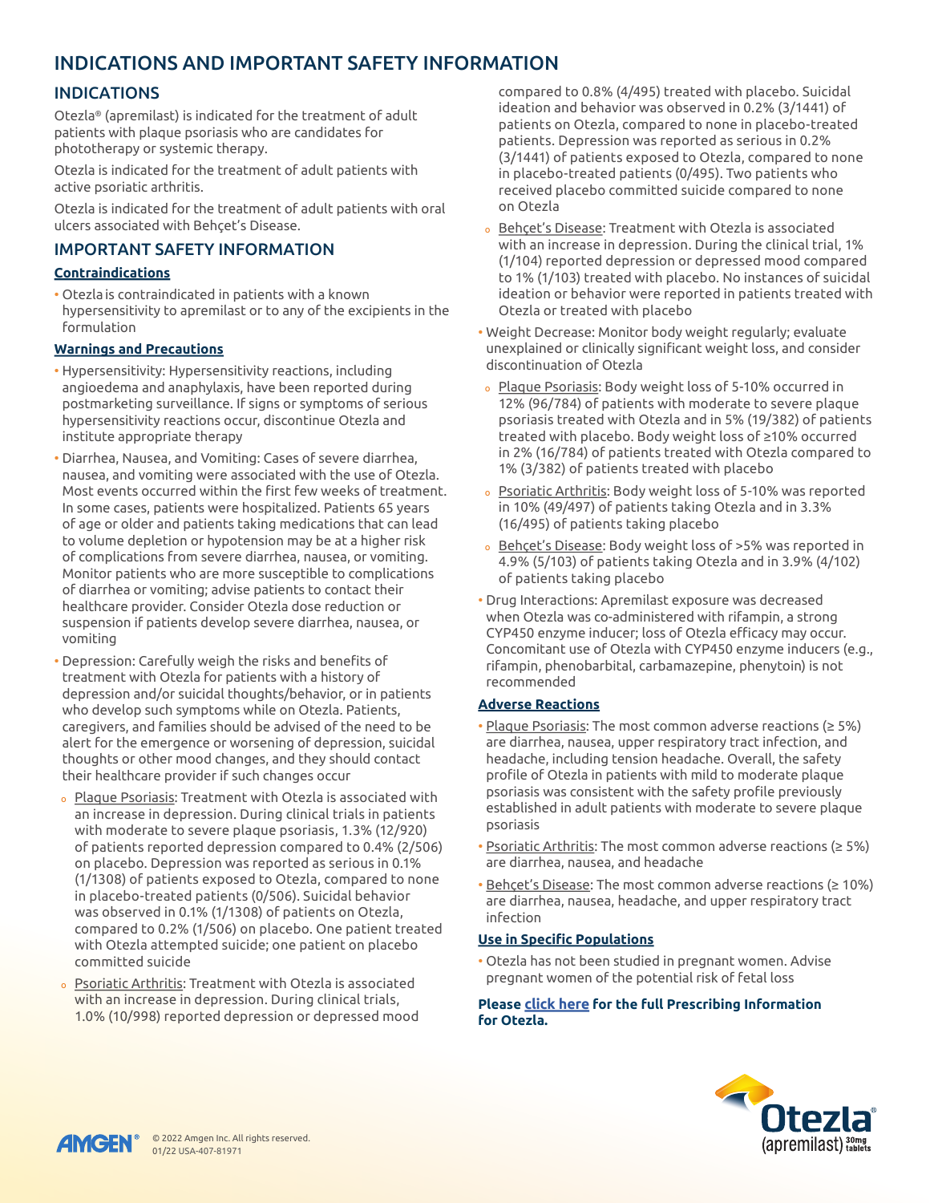# INDICATIONS AND IMPORTANT SAFETY INFORMATION

## INDICATIONS

Otezla® (apremilast) is indicated for the treatment of adult patients with plaque psoriasis who are candidates for phototherapy or systemic therapy.

Otezla is indicated for the treatment of adult patients with active psoriatic arthritis.

Otezla is indicated for the treatment of adult patients with oral ulcers associated with Behçet's Disease.

## IMPORTANT SAFETY INFORMATION

### Contraindications

- Otezla is contraindicated in patients with a known hypersensitivity to apremilast or to any of the excipients in the formulation

### Warnings and Precautions

- Hypersensitivity: Hypersensitivity reactions, including angioedema and anaphylaxis, have been reported during postmarketing surveillance. If signs or symptoms of serious hypersensitivity reactions occur, discontinue Otezla and institute appropriate therapy
- Diarrhea, Nausea, and Vomiting: Cases of severe diarrhea, nausea, and vomiting were associated with the use of Otezla. Most events occurred within the first few weeks of treatment. In some cases, patients were hospitalized. Patients 65 years of age or older and patients taking medications that can lead to volume depletion or hypotension may be at a higher risk of complications from severe diarrhea, nausea, or vomiting. Monitor patients who are more susceptible to complications of diarrhea or vomiting; advise patients to contact their healthcare provider. Consider Otezla dose reduction or suspension if patients develop severe diarrhea, nausea, or vomiting
- Depression: Carefully weigh the risks and benefits of treatment with Otezla for patients with a history of depression and/or suicidal thoughts/behavior, or in patients who develop such symptoms while on Otezla. Patients, caregivers, and families should be advised of the need to be alert for the emergence or worsening of depression, suicidal thoughts or other mood changes, and they should contact their healthcare provider if such changes occur
  - Plaque Psoriasis: Treatment with Otezla is associated with an increase in depression. During clinical trials in patients with moderate to severe plaque psoriasis, 1.3% (12/920) of patients reported depression compared to 0.4% (2/506) on placebo. Depression was reported as serious in 0.1% (1/1308) of patients exposed to Otezla, compared to none in placebo-treated patients (0/506). Suicidal behavior was observed in 0.1% (1/1308) of patients on Otezla, compared to 0.2% (1/506) on placebo. One patient treated with Otezla attempted suicide; one patient on placebo committed suicide
  - Psoriatic Arthritis: Treatment with Otezla is associated with an increase in depression. During clinical trials, 1.0% (10/998) reported depression or depressed mood compared to 0.8% (4/495) treated with placebo. Suicidal ideation and behavior was observed in 0.2% (3/1441) of patients on Otezla, compared to none in placebo-treated patients. Depression was reported as serious in 0.2% (3/1441) of patients exposed to Otezla, compared to none in placebo-treated patients (0/495). Two patients who received placebo committed suicide compared to none on Otezla
  - Behçet's Disease: Treatment with Otezla is associated with an increase in depression. During the clinical trial, 1% (1/104) reported depression or depressed mood compared to 1% (1/103) treated with placebo. No instances of suicidal ideation or behavior were reported in patients treated with Otezla or treated with placebo
- Weight Decrease: Monitor body weight regularly; evaluate unexplained or clinically significant weight loss, and consider discontinuation of Otezla
  - Plaque Psoriasis: Body weight loss of 5-10% occurred in 12% (96/784) of patients with moderate to severe plaque psoriasis treated with Otezla and in 5% (19/382) of patients treated with placebo. Body weight loss of ≥10% occurred in 2% (16/784) of patients treated with Otezla compared to 1% (3/382) of patients treated with placebo
  - Psoriatic Arthritis: Body weight loss of 5-10% was reported in 10% (49/497) of patients taking Otezla and in 3.3% (16/495) of patients taking placebo
  - Behçet's Disease: Body weight loss of >5% was reported in 4.9% (5/103) of patients taking Otezla and in 3.9% (4/102) of patients taking placebo
- Drug Interactions: Apremilast exposure was decreased when Otezla was co-administered with rifampin, a strong CYP450 enzyme inducer; loss of Otezla efficacy may occur. Concomitant use of Otezla with CYP450 enzyme inducers (e.g., rifampin, phenobarbital, carbamazepine, phenytoin) is not recommended

### Adverse Reactions

- Plaque Psoriasis: The most common adverse reactions (≥ 5%) are diarrhea, nausea, upper respiratory tract infection, and headache, including tension headache. Overall, the safety profile of Otezla in patients with mild to moderate plaque psoriasis was consistent with the safety profile previously established in adult patients with moderate to severe plaque psoriasis
- Psoriatic Arthritis: The most common adverse reactions (≥ 5%) are diarrhea, nausea, and headache
- Behçet's Disease: The most common adverse reactions (≥ 10%) are diarrhea, nausea, headache, and upper respiratory tract infection

### Use in Specific Populations

- Otezla has not been studied in pregnant women. Advise pregnant women of the potential risk of fetal loss

**Please click here for the Full Prescribing Information for Otezla.**

AMGEN® © 2022 Amgen Inc. All rights reserved. 01/22 USA-407-81971

Otezla® (apremilast) 30mg tablets